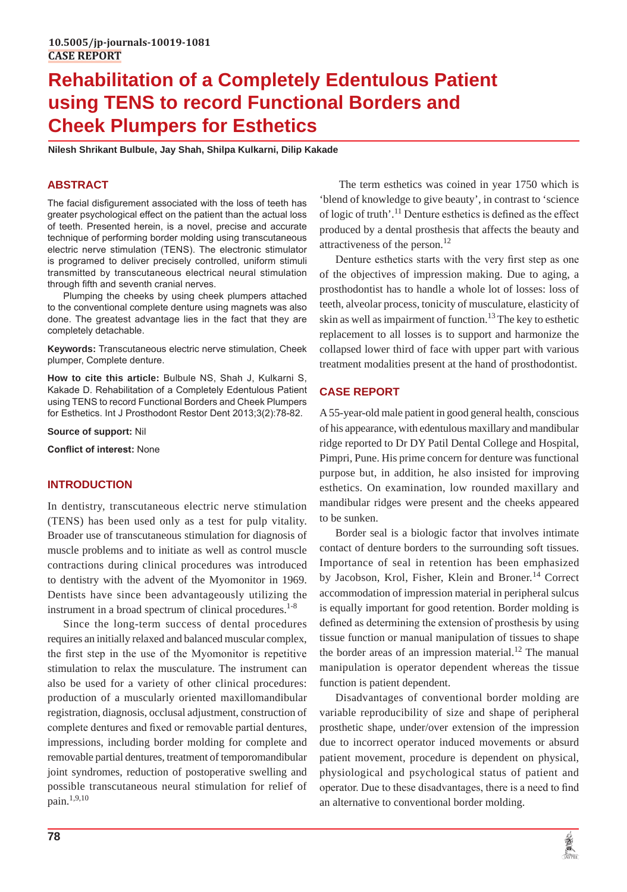10.5005/jp-journals-10019-1081

**CASE REPORT**

# Rehabilitation of a Completely Edentulous Patient using TENS to record Functional Borders and Cheek Plumpers for Esthetics

**Nilesh Shrikant Bulbule, Jay Shah, Shilpa Kulkarni, Dilip Kakade**

## ABSTRACT

The facial disfigurement associated with the loss of teeth has greater psychological effect on the patient than the actual loss of teeth. Presented herein, is a novel, precise and accurate technique of performing border molding using transcutaneous electric nerve stimulation (TENS). The electronic stimulator is programed to deliver precisely controlled, uniform stimuli transmitted by transcutaneous electrical neural stimulation through fifth and seventh cranial nerves.

Plumping the cheeks by using cheek plumpers attached to the conventional complete denture using magnets was also done. The greatest advantage lies in the fact that they are completely detachable.

**Keywords:** Transcutaneous electric nerve stimulation, Cheek plumper, Complete denture.

**How to cite this article:** Bulbule NS, Shah J, Kulkarni S, Kakade D. Rehabilitation of a Completely Edentulous Patient using TENS to record Functional Borders and Cheek Plumpers for Esthetics. Int J Prosthodont Restor Dent 2013;3(2):78-82.

**Source of support:** Nil

**Conflict of interest:** None

## INTRODUCTION

In dentistry, transcutaneous electric nerve stimulation (TENS) has been used only as a test for pulp vitality. Broader use of transcutaneous stimulation for diagnosis of muscle problems and to initiate as well as control muscle contractions during clinical procedures was introduced to dentistry with the advent of the Myomonitor in 1969. Dentists have since been advantageously utilizing the instrument in a broad spectrum of clinical procedures.[1-8]

Since the long-term success of dental procedures requires an initially relaxed and balanced muscular complex, the first step in the use of the Myomonitor is repetitive stimulation to relax the musculature. The instrument can also be used for a variety of other clinical procedures: production of a muscularly oriented maxillomandibular registration, diagnosis, occlusal adjustment, construction of complete dentures and fixed or removable partial dentures, impressions, including border molding for complete and removable partial dentures, treatment of temporomandibular joint syndromes, reduction of postoperative swelling and possible transcutaneous neural stimulation for relief of pain.[1,9,10]

The term esthetics was coined in year 1750 which is 'blend of knowledge to give beauty', in contrast to 'science of logic of truth'.[11] Denture esthetics is defined as the effect produced by a dental prosthesis that affects the beauty and attractiveness of the person.[12]

Denture esthetics starts with the very first step as one of the objectives of impression making. Due to aging, a prosthodontist has to handle a whole lot of losses: loss of teeth, alveolar process, tonicity of musculature, elasticity of skin as well as impairment of function.[13] The key to esthetic replacement to all losses is to support and harmonize the collapsed lower third of face with upper part with various treatment modalities present at the hand of prosthodontist.

## CASE REPORT

A 55-year-old male patient in good general health, conscious of his appearance, with edentulous maxillary and mandibular ridge reported to Dr DY Patil Dental College and Hospital, Pimpri, Pune. His prime concern for denture was functional purpose but, in addition, he also insisted for improving esthetics. On examination, low rounded maxillary and mandibular ridges were present and the cheeks appeared to be sunken.

Border seal is a biologic factor that involves intimate contact of denture borders to the surrounding soft tissues. Importance of seal in retention has been emphasized by Jacobson, Krol, Fisher, Klein and Broner.[14] Correct accommodation of impression material in peripheral sulcus is equally important for good retention. Border molding is defined as determining the extension of prosthesis by using tissue function or manual manipulation of tissues to shape the border areas of an impression material.[12] The manual manipulation is operator dependent whereas the tissue function is patient dependent.

Disadvantages of conventional border molding are variable reproducibility of size and shape of peripheral prosthetic shape, under/over extension of the impression due to incorrect operator induced movements or absurd patient movement, procedure is dependent on physical, physiological and psychological status of patient and operator. Due to these disadvantages, there is a need to find an alternative to conventional border molding.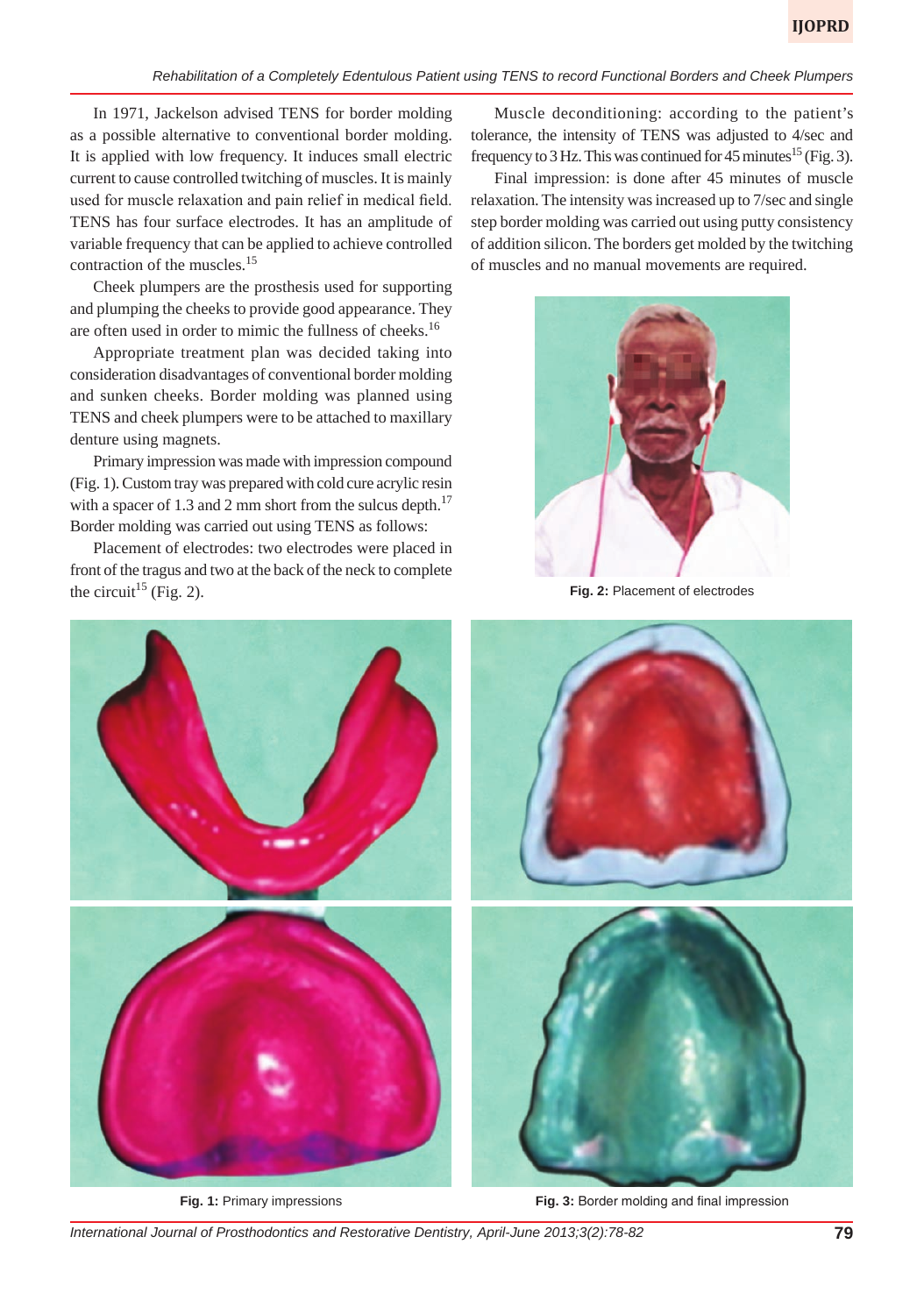In 1971, Jackelson advised TENS for border molding as a possible alternative to conventional border molding. It is applied with low frequency. It induces small electric current to cause controlled twitching of muscles. It is mainly used for muscle relaxation and pain relief in medical field. TENS has four surface electrodes. It has an amplitude of variable frequency that can be applied to achieve controlled contraction of the muscles.[15]

Cheek plumpers are the prosthesis used for supporting and plumping the cheeks to provide good appearance. They are often used in order to mimic the fullness of cheeks.[16]

Appropriate treatment plan was decided taking into consideration disadvantages of conventional border molding and sunken cheeks. Border molding was planned using TENS and cheek plumpers were to be attached to maxillary denture using magnets.

Primary impression was made with impression compound (Fig. 1). Custom tray was prepared with cold cure acrylic resin with a spacer of 1.3 and 2 mm short from the sulcus depth.[17] Border molding was carried out using TENS as follows:

Placement of electrodes: two electrodes were placed in front of the tragus and two at the back of the neck to complete the circuit[15] (Fig. 2).

Muscle deconditioning: according to the patient's tolerance, the intensity of TENS was adjusted to 4/sec and frequency to 3 Hz. This was continued for 45 minutes[15] (Fig. 3).

Final impression: is done after 45 minutes of muscle relaxation. The intensity was increased up to 7/sec and single step border molding was carried out using putty consistency of addition silicon. The borders get molded by the twitching of muscles and no manual movements are required.

**Fig. 2:** Placement of electrodes

**Fig. 1:** Primary impressions

**Fig. 3:** Border molding and final impression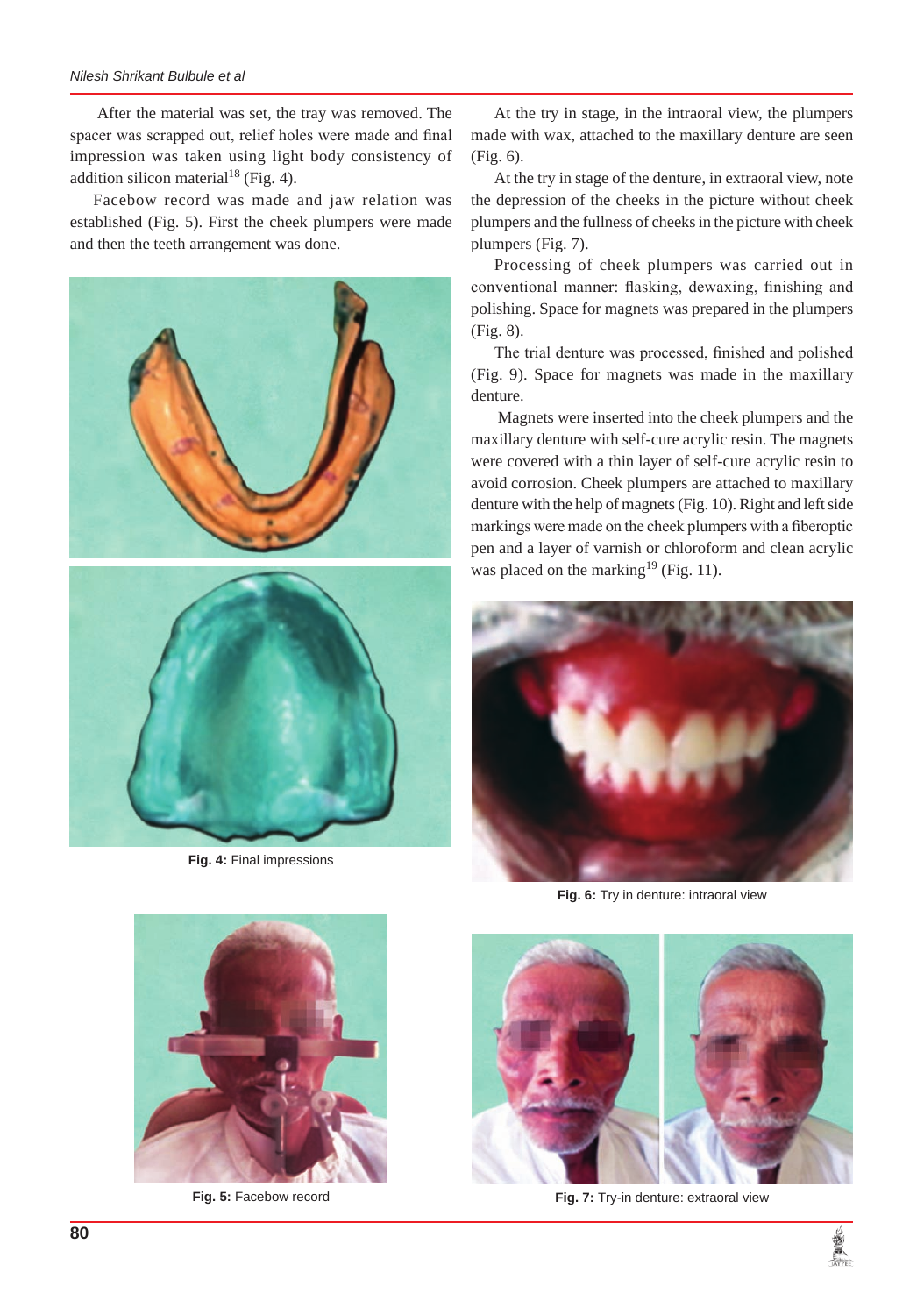After the material was set, the tray was removed. The spacer was scrapped out, relief holes were made and final impression was taken using light body consistency of addition silicon material[18] (Fig. 4).

Facebow record was made and jaw relation was established (Fig. 5). First the cheek plumpers were made and then the teeth arrangement was done.

**Fig. 4:** Final impressions

**Fig. 5:** Facebow record

At the try in stage, in the intraoral view, the plumpers made with wax, attached to the maxillary denture are seen (Fig. 6).

At the try in stage of the denture, in extraoral view, note the depression of the cheeks in the picture without cheek plumpers and the fullness of cheeks in the picture with cheek plumpers (Fig. 7).

Processing of cheek plumpers was carried out in conventional manner: flasking, dewaxing, finishing and polishing. Space for magnets was prepared in the plumpers (Fig. 8).

The trial denture was processed, finished and polished (Fig. 9). Space for magnets was made in the maxillary denture.

Magnets were inserted into the cheek plumpers and the maxillary denture with self-cure acrylic resin. The magnets were covered with a thin layer of self-cure acrylic resin to avoid corrosion. Cheek plumpers are attached to maxillary denture with the help of magnets (Fig. 10). Right and left side markings were made on the cheek plumpers with a fiberoptic pen and a layer of varnish or chloroform and clean acrylic was placed on the marking[19] (Fig. 11).

**Fig. 6:** Try in denture: intraoral view

**Fig. 7:** Try-in denture: extraoral view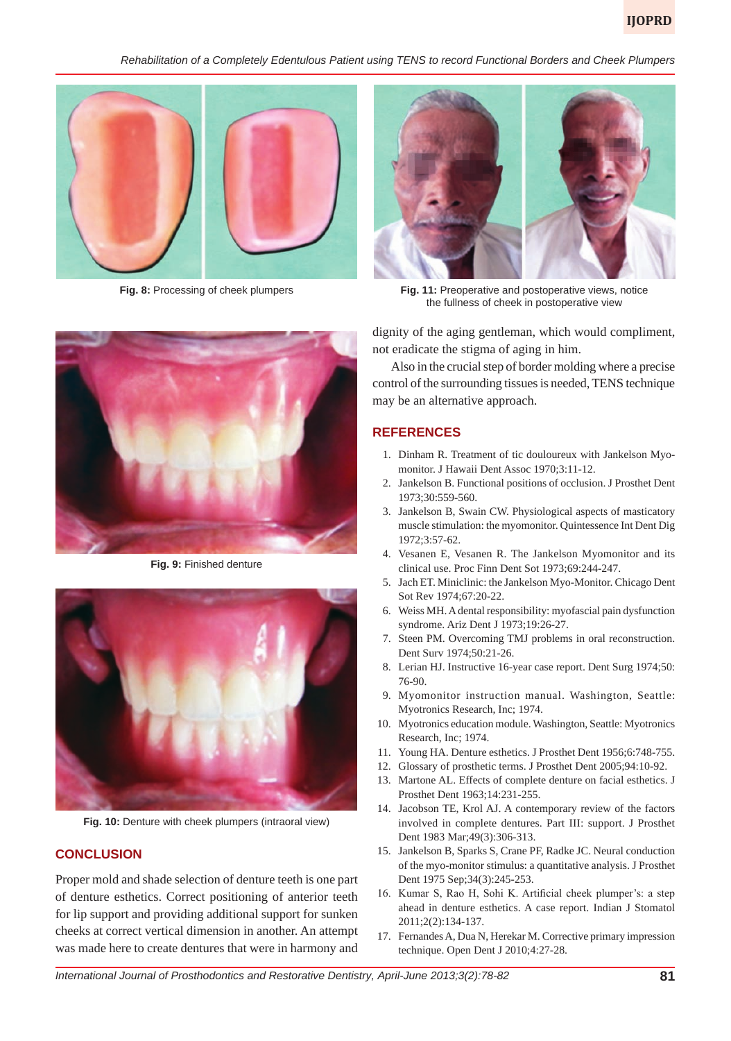Fig. 8: Processing of cheek plumpers

Fig. 11: Preoperative and postoperative views, notice the fullness of cheek in postoperative view

Fig. 9: Finished denture

Fig. 10: Denture with cheek plumpers (intraoral view)

## CONCLUSION

Proper mold and shade selection of denture teeth is one part of denture esthetics. Correct positioning of anterior teeth for lip support and providing additional support for sunken cheeks at correct vertical dimension in another. An attempt was made here to create dentures that were in harmony and dignity of the aging gentleman, which would compliment, not eradicate the stigma of aging in him.

Also in the crucial step of border molding where a precise control of the surrounding tissues is needed, TENS technique may be an alternative approach.

## REFERENCES

1. Dinham R. Treatment of tic douloureux with Jankelson Myo-monitor. J Hawaii Dent Assoc 1970;3:11-12.
2. Jankelson B. Functional positions of occlusion. J Prosthet Dent 1973;30:559-560.
3. Jankelson B, Swain CW. Physiological aspects of masticatory muscle stimulation: the myomonitor. Quintessence Int Dent Dig 1972;3:57-62.
4. Vesanen E, Vesanen R. The Jankelson Myomonitor and its clinical use. Proc Finn Dent Sot 1973;69:244-247.
5. Jach ET. Miniclinic: the Jankelson Myo-Monitor. Chicago Dent Sot Rev 1974;67:20-22.
6. Weiss MH. A dental responsibility: myofascial pain dysfunction syndrome. Ariz Dent J 1973;19:26-27.
7. Steen PM. Overcoming TMJ problems in oral reconstruction. Dent Surv 1974;50:21-26.
8. Lerian HJ. Instructive 16-year case report. Dent Surg 1974;50: 76-90.
9. Myomonitor instruction manual. Washington, Seattle: Myotronics Research, Inc; 1974.
10. Myotronics education module. Washington, Seattle: Myotronics Research, Inc; 1974.
11. Young HA. Denture esthetics. J Prosthet Dent 1956;6:748-755.
12. Glossary of prosthetic terms. J Prosthet Dent 2005;94:10-92.
13. Martone AL. Effects of complete denture on facial esthetics. J Prosthet Dent 1963;14:231-255.
14. Jacobson TE, Krol AJ. A contemporary review of the factors involved in complete dentures. Part III: support. J Prosthet Dent 1983 Mar;49(3):306-313.
15. Jankelson B, Sparks S, Crane PF, Radke JC. Neural conduction of the myo-monitor stimulus: a quantitative analysis. J Prosthet Dent 1975 Sep;34(3):245-253.
16. Kumar S, Rao H, Sohi K. Artificial cheek plumper's: a step ahead in denture esthetics. A case report. Indian J Stomatol 2011;2(2):134-137.
17. Fernandes A, Dua N, Herekar M. Corrective primary impression technique. Open Dent J 2010;4:27-28.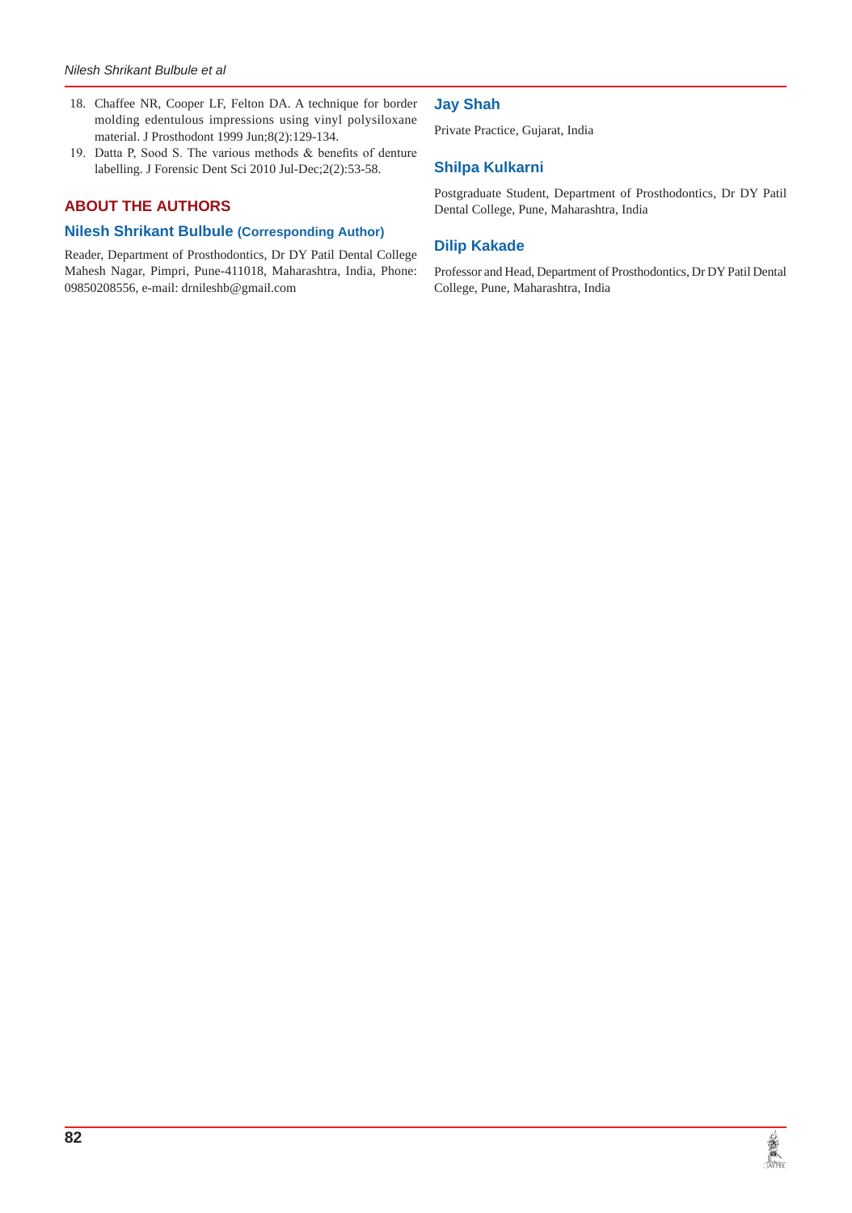18. Chaffee NR, Cooper LF, Felton DA. A technique for border molding edentulous impressions using vinyl polysiloxane material. J Prosthodont 1999 Jun;8(2):129-134.
19. Datta P, Sood S. The various methods & benefits of denture labelling. J Forensic Dent Sci 2010 Jul-Dec;2(2):53-58.

## ABOUT THE AUTHORS

### Nilesh Shrikant Bulbule (Corresponding Author)

Reader, Department of Prosthodontics, Dr DY Patil Dental College Mahesh Nagar, Pimpri, Pune-411018, Maharashtra, India, Phone: 09850208556, e-mail: drnileshb@gmail.com

### Jay Shah

Private Practice, Gujarat, India

### Shilpa Kulkarni

Postgraduate Student, Department of Prosthodontics, Dr DY Patil Dental College, Pune, Maharashtra, India

### Dilip Kakade

Professor and Head, Department of Prosthodontics, Dr DY Patil Dental College, Pune, Maharashtra, India